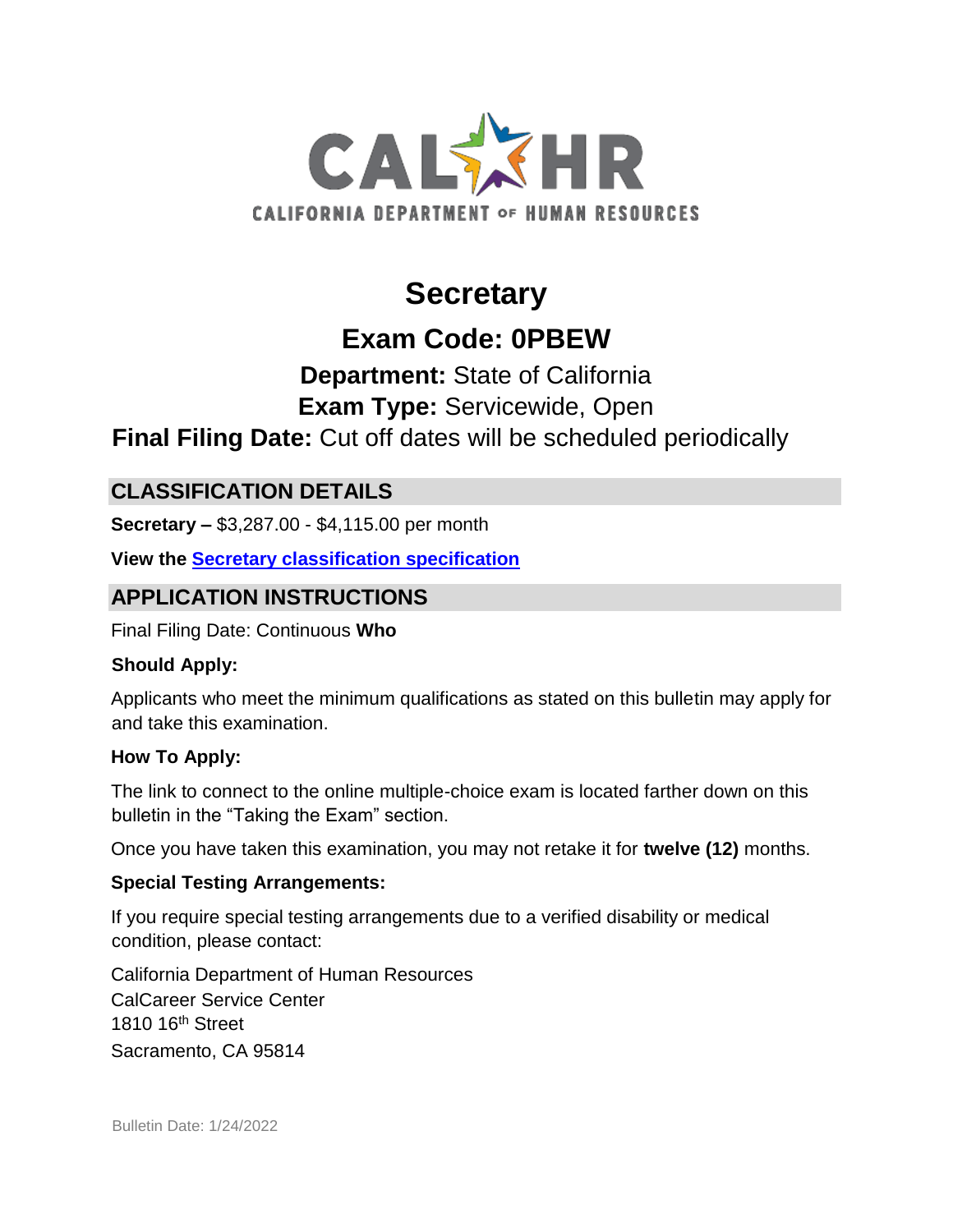CALHR

CALIFORNIA DEPARTMENT OF HUMAN RESOURCES

# Secretary

## Exam Code: 0PBEW

**Department:** State of California

**Exam Type:** Servicewide, Open

**Final Filing Date:** Cut off dates will be scheduled periodically

## CLASSIFICATION DETAILS

**Secretary –** $3,287.00 - $4,115.00 per month

**View the** **Secretary classification specification**

## APPLICATION INSTRUCTIONS

Final Filing Date: Continuous **Who**

### Should Apply:

Applicants who meet the minimum qualifications as stated on this bulletin may apply for and take this examination.

### How To Apply:

The link to connect to the online multiple-choice exam is located farther down on this bulletin in the "Taking the Exam" section.

Once you have taken this examination, you may not retake it for **twelve (12)** months.

### Special Testing Arrangements:

If you require special testing arrangements due to a verified disability or medical condition, please contact:

California Department of Human Resources
CalCareer Service Center
1810 16th Street
Sacramento, CA 95814

Bulletin Date: 1/24/2022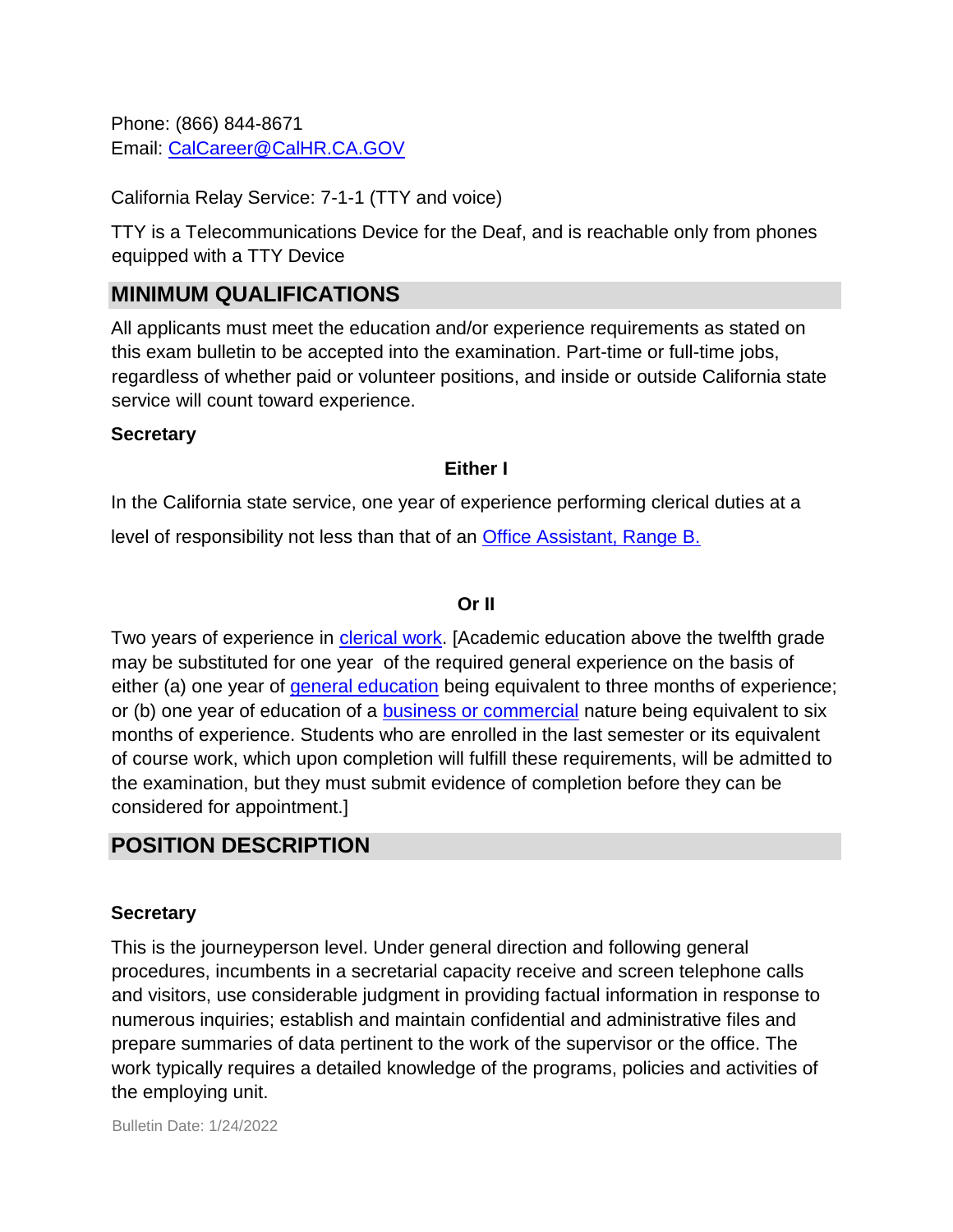Phone: (866) 844-8671
Email: [CalCareer@CalHR.CA.GOV](mailto:CalCareer@CalHR.CA.GOV)

California Relay Service: 7-1-1 (TTY and voice)

TTY is a Telecommunications Device for the Deaf, and is reachable only from phones equipped with a TTY Device

## MINIMUM QUALIFICATIONS

All applicants must meet the education and/or experience requirements as stated on this exam bulletin to be accepted into the examination. Part-time or full-time jobs, regardless of whether paid or volunteer positions, and inside or outside California state service will count toward experience.

**Secretary**

**Either I**

In the California state service, one year of experience performing clerical duties at a level of responsibility not less than that of an Office Assistant, Range B.

**Or II**

Two years of experience in clerical work. [Academic education above the twelfth grade may be substituted for one year of the required general experience on the basis of either (a) one year of general education being equivalent to three months of experience; or (b) one year of education of a business or commercial nature being equivalent to six months of experience. Students who are enrolled in the last semester or its equivalent of course work, which upon completion will fulfill these requirements, will be admitted to the examination, but they must submit evidence of completion before they can be considered for appointment.]

## POSITION DESCRIPTION

**Secretary**

This is the journeyperson level. Under general direction and following general procedures, incumbents in a secretarial capacity receive and screen telephone calls and visitors, use considerable judgment in providing factual information in response to numerous inquiries; establish and maintain confidential and administrative files and prepare summaries of data pertinent to the work of the supervisor or the office. The work typically requires a detailed knowledge of the programs, policies and activities of the employing unit.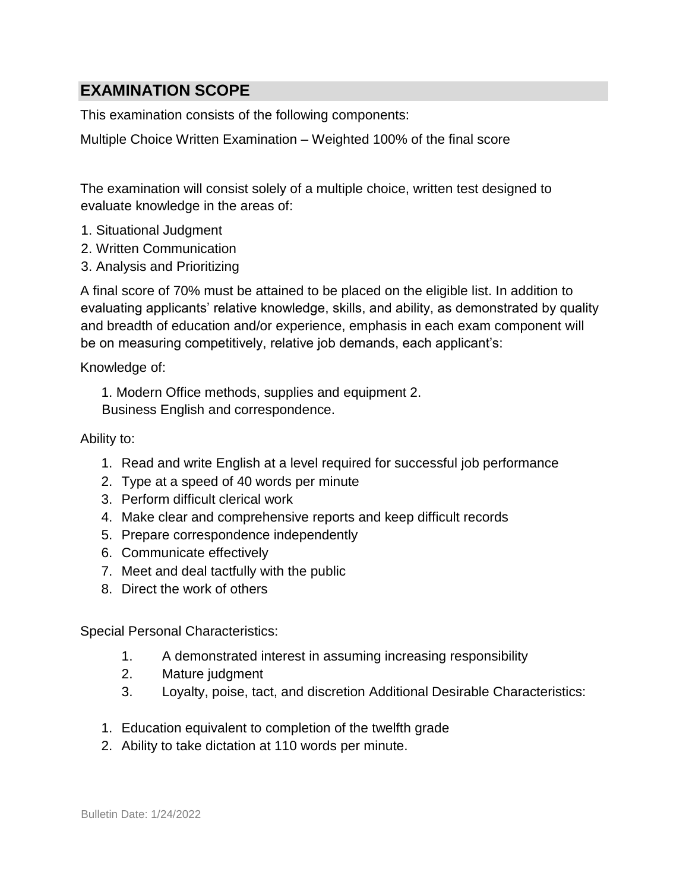## EXAMINATION SCOPE

This examination consists of the following components:

Multiple Choice Written Examination – Weighted 100% of the final score

The examination will consist solely of a multiple choice, written test designed to evaluate knowledge in the areas of:

1. Situational Judgment
2. Written Communication
3. Analysis and Prioritizing

A final score of 70% must be attained to be placed on the eligible list. In addition to evaluating applicants' relative knowledge, skills, and ability, as demonstrated by quality and breadth of education and/or experience, emphasis in each exam component will be on measuring competitively, relative job demands, each applicant's:

Knowledge of:

1. Modern Office methods, supplies and equipment 2. Business English and correspondence.

Ability to:

1. Read and write English at a level required for successful job performance
2. Type at a speed of 40 words per minute
3. Perform difficult clerical work
4. Make clear and comprehensive reports and keep difficult records
5. Prepare correspondence independently
6. Communicate effectively
7. Meet and deal tactfully with the public
8. Direct the work of others

Special Personal Characteristics:

1. A demonstrated interest in assuming increasing responsibility
2. Mature judgment
3. Loyalty, poise, tact, and discretion Additional Desirable Characteristics:

1. Education equivalent to completion of the twelfth grade
2. Ability to take dictation at 110 words per minute.

Bulletin Date: 1/24/2022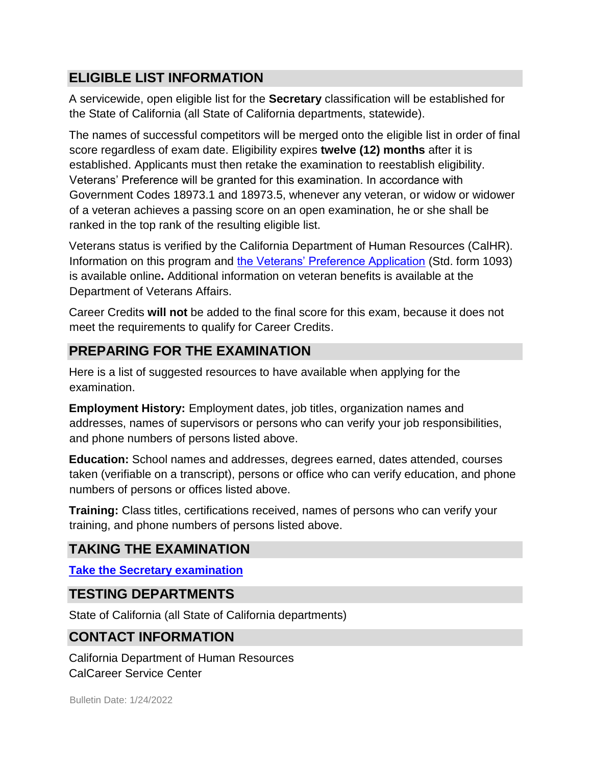## ELIGIBLE LIST INFORMATION

A servicewide, open eligible list for the **Secretary** classification will be established for the State of California (all State of California departments, statewide).

The names of successful competitors will be merged onto the eligible list in order of final score regardless of exam date. Eligibility expires **twelve (12) months** after it is established. Applicants must then retake the examination to reestablish eligibility. Veterans' Preference will be granted for this examination. In accordance with Government Codes 18973.1 and 18973.5, whenever any veteran, or widow or widower of a veteran achieves a passing score on an open examination, he or she shall be ranked in the top rank of the resulting eligible list.

Veterans status is verified by the California Department of Human Resources (CalHR). Information on this program and the Veterans' Preference Application (Std. form 1093) is available online**.** Additional information on veteran benefits is available at the Department of Veterans Affairs.

Career Credits **will not** be added to the final score for this exam, because it does not meet the requirements to qualify for Career Credits.

## PREPARING FOR THE EXAMINATION

Here is a list of suggested resources to have available when applying for the examination.

**Employment History:** Employment dates, job titles, organization names and addresses, names of supervisors or persons who can verify your job responsibilities, and phone numbers of persons listed above.

**Education:** School names and addresses, degrees earned, dates attended, courses taken (verifiable on a transcript), persons or office who can verify education, and phone numbers of persons or offices listed above.

**Training:** Class titles, certifications received, names of persons who can verify your training, and phone numbers of persons listed above.

## TAKING THE EXAMINATION

**Take the Secretary examination**

## TESTING DEPARTMENTS

State of California (all State of California departments)

## CONTACT INFORMATION

California Department of Human Resources
CalCareer Service Center

Bulletin Date: 1/24/2022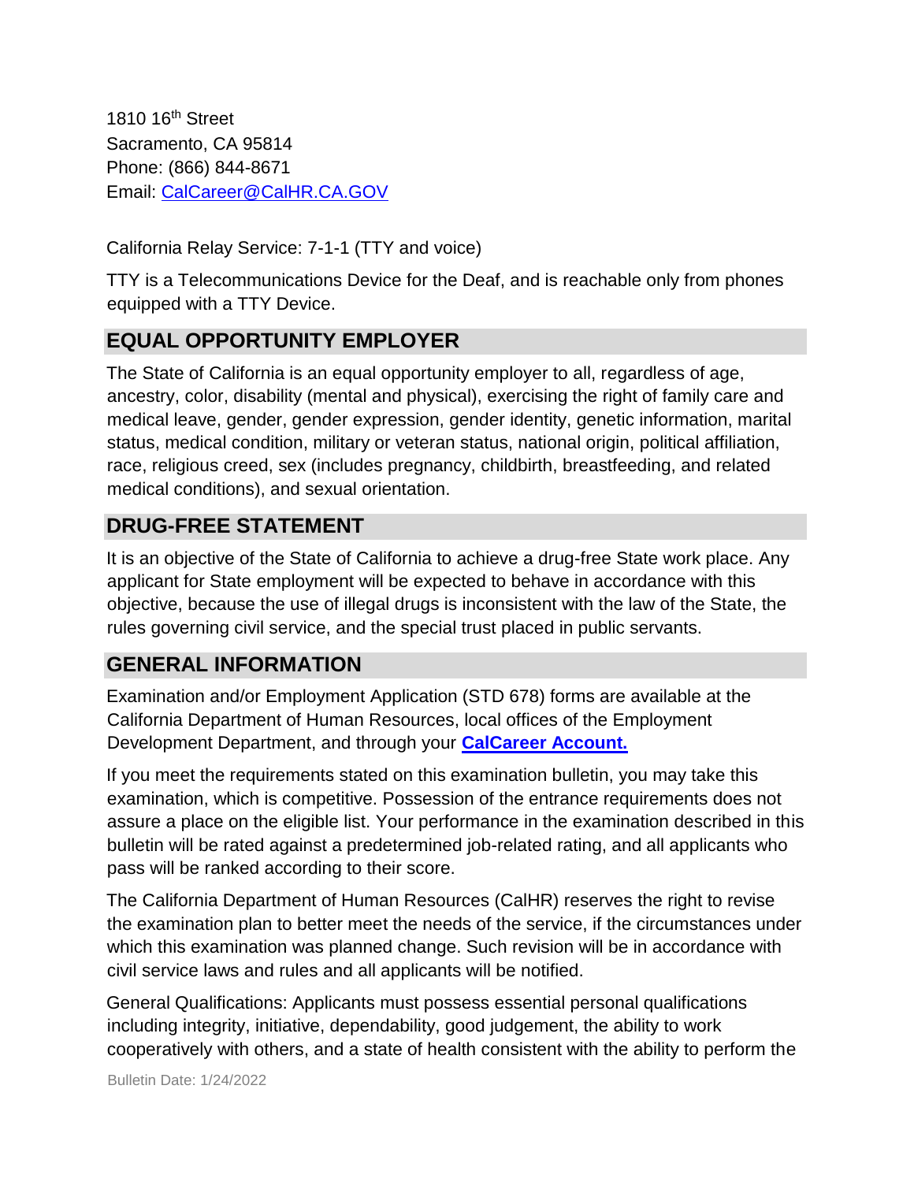1810 16th Street
Sacramento, CA 95814
Phone: (866) 844-8671
Email: [CalCareer@CalHR.CA.GOV](mailto:CalCareer@CalHR.CA.GOV)

California Relay Service: 7-1-1 (TTY and voice)

TTY is a Telecommunications Device for the Deaf, and is reachable only from phones equipped with a TTY Device.

## EQUAL OPPORTUNITY EMPLOYER

The State of California is an equal opportunity employer to all, regardless of age, ancestry, color, disability (mental and physical), exercising the right of family care and medical leave, gender, gender expression, gender identity, genetic information, marital status, medical condition, military or veteran status, national origin, political affiliation, race, religious creed, sex (includes pregnancy, childbirth, breastfeeding, and related medical conditions), and sexual orientation.

## DRUG-FREE STATEMENT

It is an objective of the State of California to achieve a drug-free State work place. Any applicant for State employment will be expected to behave in accordance with this objective, because the use of illegal drugs is inconsistent with the law of the State, the rules governing civil service, and the special trust placed in public servants.

## GENERAL INFORMATION

Examination and/or Employment Application (STD 678) forms are available at the California Department of Human Resources, local offices of the Employment Development Department, and through your **CalCareer Account.**

If you meet the requirements stated on this examination bulletin, you may take this examination, which is competitive. Possession of the entrance requirements does not assure a place on the eligible list. Your performance in the examination described in this bulletin will be rated against a predetermined job-related rating, and all applicants who pass will be ranked according to their score.

The California Department of Human Resources (CalHR) reserves the right to revise the examination plan to better meet the needs of the service, if the circumstances under which this examination was planned change. Such revision will be in accordance with civil service laws and rules and all applicants will be notified.

General Qualifications: Applicants must possess essential personal qualifications including integrity, initiative, dependability, good judgement, the ability to work cooperatively with others, and a state of health consistent with the ability to perform the

Bulletin Date: 1/24/2022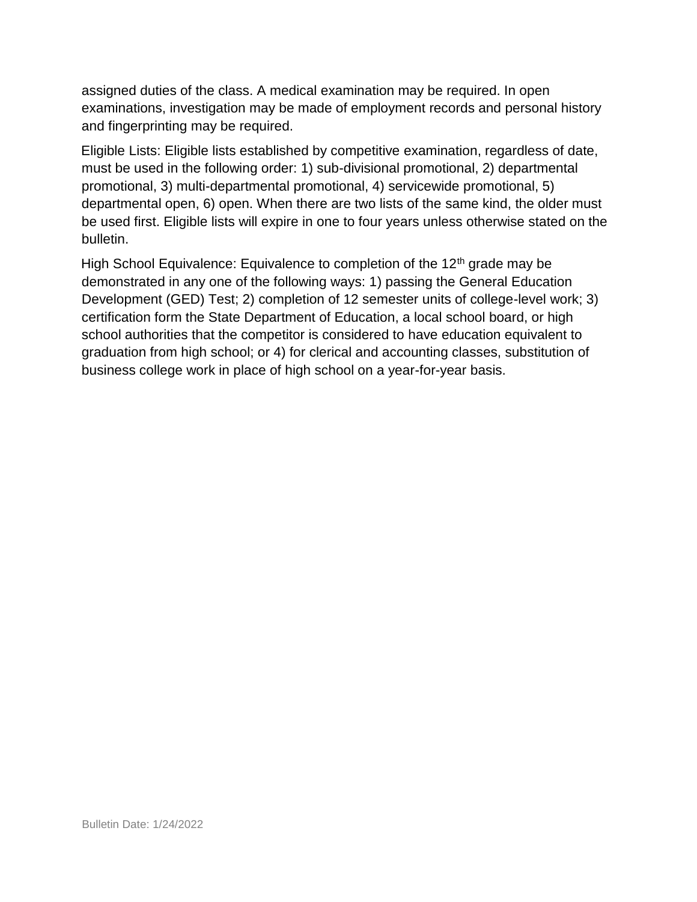assigned duties of the class. A medical examination may be required. In open examinations, investigation may be made of employment records and personal history and fingerprinting may be required.

Eligible Lists: Eligible lists established by competitive examination, regardless of date, must be used in the following order: 1) sub-divisional promotional, 2) departmental promotional, 3) multi-departmental promotional, 4) servicewide promotional, 5) departmental open, 6) open. When there are two lists of the same kind, the older must be used first. Eligible lists will expire in one to four years unless otherwise stated on the bulletin.

High School Equivalence: Equivalence to completion of the 12th grade may be demonstrated in any one of the following ways: 1) passing the General Education Development (GED) Test; 2) completion of 12 semester units of college-level work; 3) certification form the State Department of Education, a local school board, or high school authorities that the competitor is considered to have education equivalent to graduation from high school; or 4) for clerical and accounting classes, substitution of business college work in place of high school on a year-for-year basis.